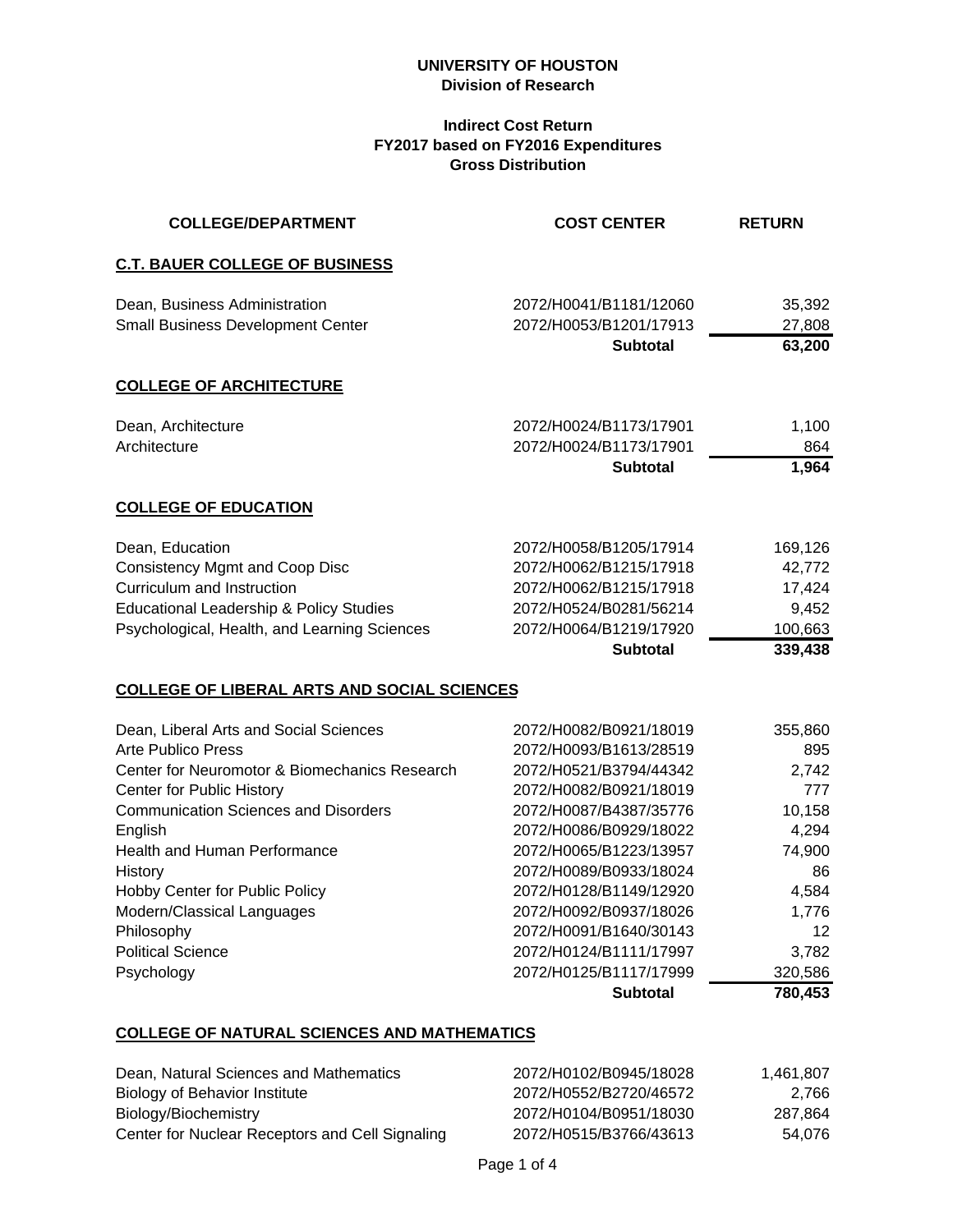**UNIVERSITY OF HOUSTON**
**Division of Research**

**Indirect Cost Return**
**FY2017 based on FY2016 Expenditures**
**Gross Distribution**

| COLLEGE/DEPARTMENT | COST CENTER | RETURN |
|---|---|---|
| **C.T. BAUER COLLEGE OF BUSINESS** | | |
| Dean, Business Administration | 2072/H0041/B1181/12060 | 35,392 |
| Small Business Development Center | 2072/H0053/B1201/17913 | 27,808 |
| | **Subtotal** | **63,200** |
| **COLLEGE OF ARCHITECTURE** | | |
| Dean, Architecture | 2072/H0024/B1173/17901 | 1,100 |
| Architecture | 2072/H0024/B1173/17901 | 864 |
| | **Subtotal** | **1,964** |
| **COLLEGE OF EDUCATION** | | |
| Dean, Education | 2072/H0058/B1205/17914 | 169,126 |
| Consistency Mgmt and Coop Disc | 2072/H0062/B1215/17918 | 42,772 |
| Curriculum and Instruction | 2072/H0062/B1215/17918 | 17,424 |
| Educational Leadership & Policy Studies | 2072/H0524/B0281/56214 | 9,452 |
| Psychological, Health, and Learning Sciences | 2072/H0064/B1219/17920 | 100,663 |
| | **Subtotal** | **339,438** |
| **COLLEGE OF LIBERAL ARTS AND SOCIAL SCIENCES** | | |
| Dean, Liberal Arts and Social Sciences | 2072/H0082/B0921/18019 | 355,860 |
| Arte Publico Press | 2072/H0093/B1613/28519 | 895 |
| Center for Neuromotor & Biomechanics Research | 2072/H0521/B3794/44342 | 2,742 |
| Center for Public History | 2072/H0082/B0921/18019 | 777 |
| Communication Sciences and Disorders | 2072/H0087/B4387/35776 | 10,158 |
| English | 2072/H0086/B0929/18022 | 4,294 |
| Health and Human Performance | 2072/H0065/B1223/13957 | 74,900 |
| History | 2072/H0089/B0933/18024 | 86 |
| Hobby Center for Public Policy | 2072/H0128/B1149/12920 | 4,584 |
| Modern/Classical Languages | 2072/H0092/B0937/18026 | 1,776 |
| Philosophy | 2072/H0091/B1640/30143 | 12 |
| Political Science | 2072/H0124/B1111/17997 | 3,782 |
| Psychology | 2072/H0125/B1117/17999 | 320,586 |
| | **Subtotal** | **780,453** |
| **COLLEGE OF NATURAL SCIENCES AND MATHEMATICS** | | |
| Dean, Natural Sciences and Mathematics | 2072/H0102/B0945/18028 | 1,461,807 |
| Biology of Behavior Institute | 2072/H0552/B2720/46572 | 2,766 |
| Biology/Biochemistry | 2072/H0104/B0951/18030 | 287,864 |
| Center for Nuclear Receptors and Cell Signaling | 2072/H0515/B3766/43613 | 54,076 |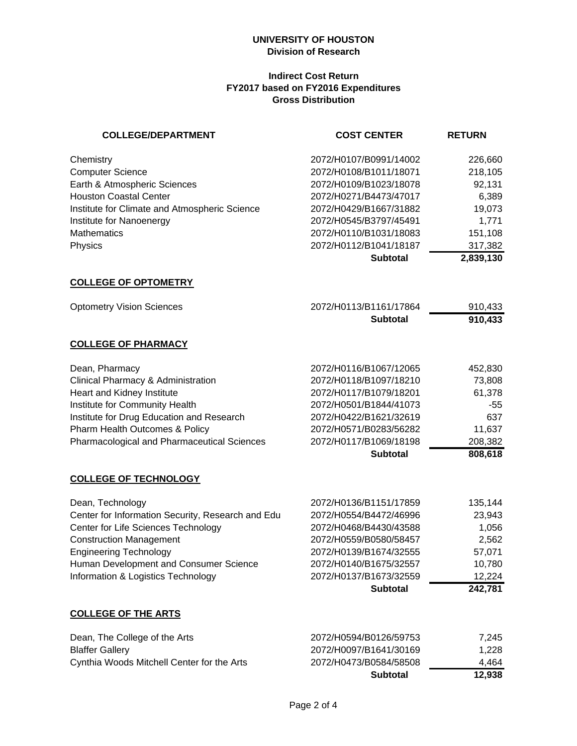**UNIVERSITY OF HOUSTON**
**Division of Research**

**Indirect Cost Return**
**FY2017 based on FY2016 Expenditures**
**Gross Distribution**

| COLLEGE/DEPARTMENT | COST CENTER | RETURN |
|---|---|---|
| Chemistry | 2072/H0107/B0991/14002 | 226,660 |
| Computer Science | 2072/H0108/B1011/18071 | 218,105 |
| Earth & Atmospheric Sciences | 2072/H0109/B1023/18078 | 92,131 |
| Houston Coastal Center | 2072/H0271/B4473/47017 | 6,389 |
| Institute for Climate and Atmospheric Science | 2072/H0429/B1667/31882 | 19,073 |
| Institute for Nanoenergy | 2072/H0545/B3797/45491 | 1,771 |
| Mathematics | 2072/H0110/B1031/18083 | 151,108 |
| Physics | 2072/H0112/B1041/18187 | 317,382 |
| | **Subtotal** | **2,839,130** |

**COLLEGE OF OPTOMETRY**

| COLLEGE/DEPARTMENT | COST CENTER | RETURN |
|---|---|---|
| Optometry Vision Sciences | 2072/H0113/B1161/17864 | 910,433 |
| | **Subtotal** | **910,433** |

**COLLEGE OF PHARMACY**

| COLLEGE/DEPARTMENT | COST CENTER | RETURN |
|---|---|---|
| Dean, Pharmacy | 2072/H0116/B1067/12065 | 452,830 |
| Clinical Pharmacy & Administration | 2072/H0118/B1097/18210 | 73,808 |
| Heart and Kidney Institute | 2072/H0117/B1079/18201 | 61,378 |
| Institute for Community Health | 2072/H0501/B1844/41073 | -55 |
| Institute for Drug Education and Research | 2072/H0422/B1621/32619 | 637 |
| Pharm Health Outcomes & Policy | 2072/H0571/B0283/56282 | 11,637 |
| Pharmacological and Pharmaceutical Sciences | 2072/H0117/B1069/18198 | 208,382 |
| | **Subtotal** | **808,618** |

**COLLEGE OF TECHNOLOGY**

| COLLEGE/DEPARTMENT | COST CENTER | RETURN |
|---|---|---|
| Dean, Technology | 2072/H0136/B1151/17859 | 135,144 |
| Center for Information Security, Research and Edu | 2072/H0554/B4472/46996 | 23,943 |
| Center for Life Sciences Technology | 2072/H0468/B4430/43588 | 1,056 |
| Construction Management | 2072/H0559/B0580/58457 | 2,562 |
| Engineering Technology | 2072/H0139/B1674/32555 | 57,071 |
| Human Development and Consumer Science | 2072/H0140/B1675/32557 | 10,780 |
| Information & Logistics Technology | 2072/H0137/B1673/32559 | 12,224 |
| | **Subtotal** | **242,781** |

**COLLEGE OF THE ARTS**

| COLLEGE/DEPARTMENT | COST CENTER | RETURN |
|---|---|---|
| Dean, The College of the Arts | 2072/H0594/B0126/59753 | 7,245 |
| Blaffer Gallery | 2072/H0097/B1641/30169 | 1,228 |
| Cynthia Woods Mitchell Center for the Arts | 2072/H0473/B0584/58508 | 4,464 |
| | **Subtotal** | **12,938** |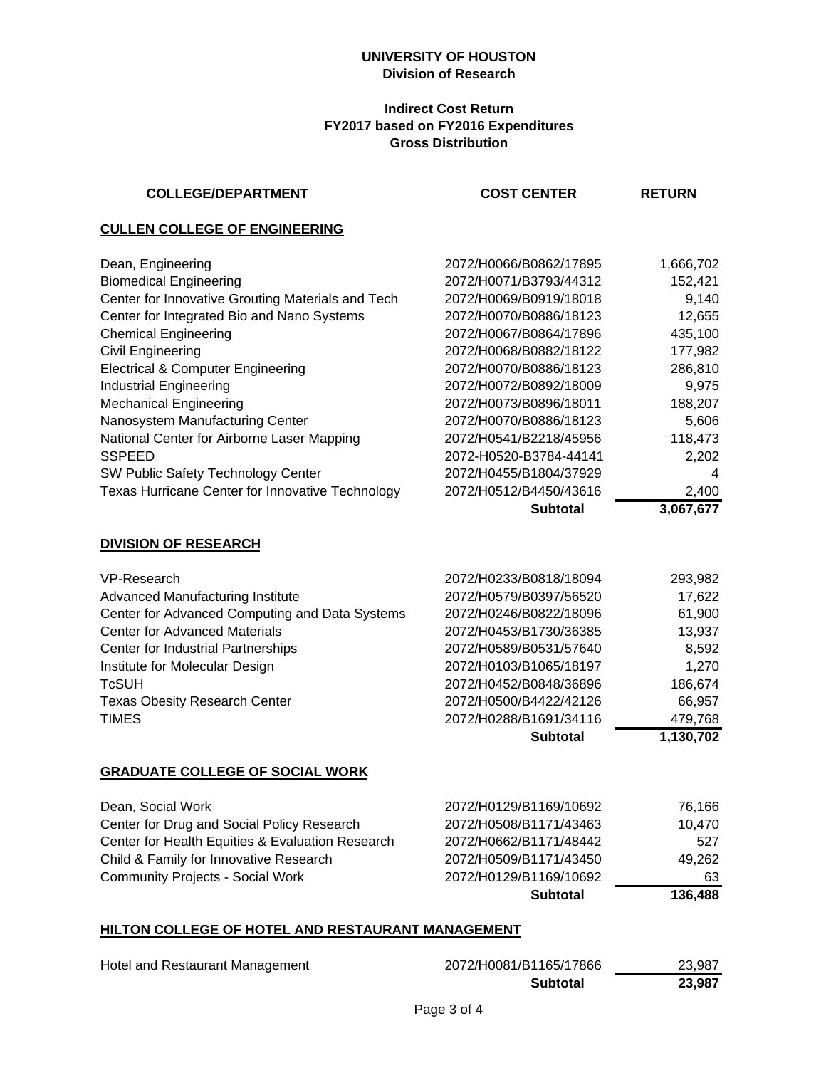# UNIVERSITY OF HOUSTON
## Division of Research

### Indirect Cost Return
### FY2017 based on FY2016 Expenditures
### Gross Distribution

| COLLEGE/DEPARTMENT | COST CENTER | RETURN |
|---|---|---|
| **CULLEN COLLEGE OF ENGINEERING** | | |
| Dean, Engineering | 2072/H0066/B0862/17895 | 1,666,702 |
| Biomedical Engineering | 2072/H0071/B3793/44312 | 152,421 |
| Center for Innovative Grouting Materials and Tech | 2072/H0069/B0919/18018 | 9,140 |
| Center for Integrated Bio and Nano Systems | 2072/H0070/B0886/18123 | 12,655 |
| Chemical Engineering | 2072/H0067/B0864/17896 | 435,100 |
| Civil Engineering | 2072/H0068/B0882/18122 | 177,982 |
| Electrical & Computer Engineering | 2072/H0070/B0886/18123 | 286,810 |
| Industrial Engineering | 2072/H0072/B0892/18009 | 9,975 |
| Mechanical Engineering | 2072/H0073/B0896/18011 | 188,207 |
| Nanosystem Manufacturing Center | 2072/H0070/B0886/18123 | 5,606 |
| National Center for Airborne Laser Mapping | 2072/H0541/B2218/45956 | 118,473 |
| SSPEED | 2072-H0520-B3784-44141 | 2,202 |
| SW Public Safety Technology Center | 2072/H0455/B1804/37929 | 4 |
| Texas Hurricane Center for Innovative Technology | 2072/H0512/B4450/43616 | 2,400 |
| | **Subtotal** | **3,067,677** |
| **DIVISION OF RESEARCH** | | |
| VP-Research | 2072/H0233/B0818/18094 | 293,982 |
| Advanced Manufacturing Institute | 2072/H0579/B0397/56520 | 17,622 |
| Center for Advanced Computing and Data Systems | 2072/H0246/B0822/18096 | 61,900 |
| Center for Advanced Materials | 2072/H0453/B1730/36385 | 13,937 |
| Center for Industrial Partnerships | 2072/H0589/B0531/57640 | 8,592 |
| Institute for Molecular Design | 2072/H0103/B1065/18197 | 1,270 |
| TcSUH | 2072/H0452/B0848/36896 | 186,674 |
| Texas Obesity Research Center | 2072/H0500/B4422/42126 | 66,957 |
| TIMES | 2072/H0288/B1691/34116 | 479,768 |
| | **Subtotal** | **1,130,702** |
| **GRADUATE COLLEGE OF SOCIAL WORK** | | |
| Dean, Social Work | 2072/H0129/B1169/10692 | 76,166 |
| Center for Drug and Social Policy Research | 2072/H0508/B1171/43463 | 10,470 |
| Center for Health Equities & Evaluation Research | 2072/H0662/B1171/48442 | 527 |
| Child & Family for Innovative Research | 2072/H0509/B1171/43450 | 49,262 |
| Community Projects - Social Work | 2072/H0129/B1169/10692 | 63 |
| | **Subtotal** | **136,488** |
| **HILTON COLLEGE OF HOTEL AND RESTAURANT MANAGEMENT** | | |
| Hotel and Restaurant Management | 2072/H0081/B1165/17866 | 23,987 |
| | **Subtotal** | **23,987** |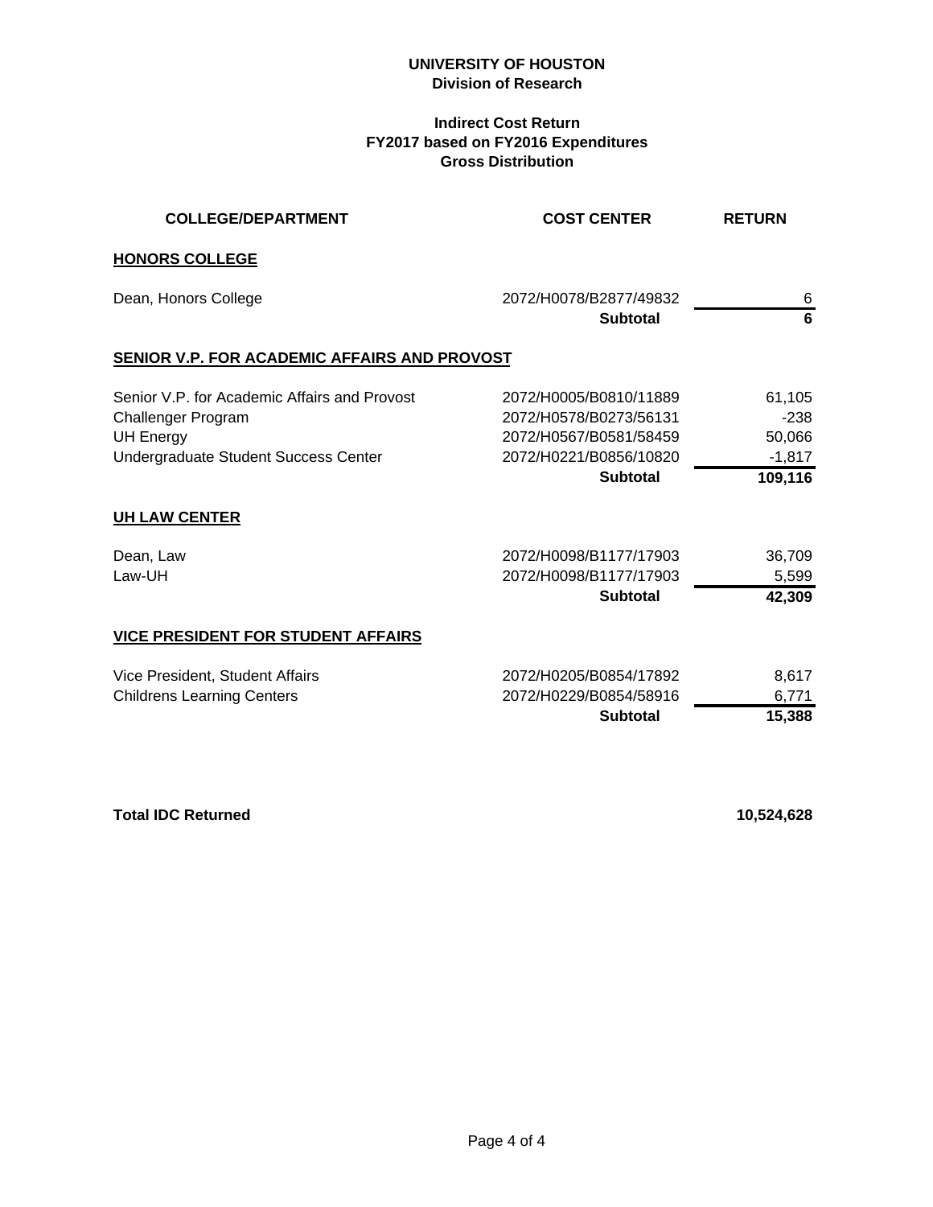**UNIVERSITY OF HOUSTON**
**Division of Research**

**Indirect Cost Return**
**FY2017 based on FY2016 Expenditures**
**Gross Distribution**

| COLLEGE/DEPARTMENT | COST CENTER | RETURN |
|---|---|---|
| **HONORS COLLEGE** | | |
| Dean, Honors College | 2072/H0078/B2877/49832 | 6 |
| | **Subtotal** | **6** |
| **SENIOR V.P. FOR ACADEMIC AFFAIRS AND PROVOST** | | |
| Senior V.P. for Academic Affairs and Provost | 2072/H0005/B0810/11889 | 61,105 |
| Challenger Program | 2072/H0578/B0273/56131 | -238 |
| UH Energy | 2072/H0567/B0581/58459 | 50,066 |
| Undergraduate Student Success Center | 2072/H0221/B0856/10820 | -1,817 |
| | **Subtotal** | **109,116** |
| **UH LAW CENTER** | | |
| Dean, Law | 2072/H0098/B1177/17903 | 36,709 |
| Law-UH | 2072/H0098/B1177/17903 | 5,599 |
| | **Subtotal** | **42,309** |
| **VICE PRESIDENT FOR STUDENT AFFAIRS** | | |
| Vice President, Student Affairs | 2072/H0205/B0854/17892 | 8,617 |
| Childrens Learning Centers | 2072/H0229/B0854/58916 | 6,771 |
| | **Subtotal** | **15,388** |
| | | |
| **Total IDC Returned** | | **10,524,628** |